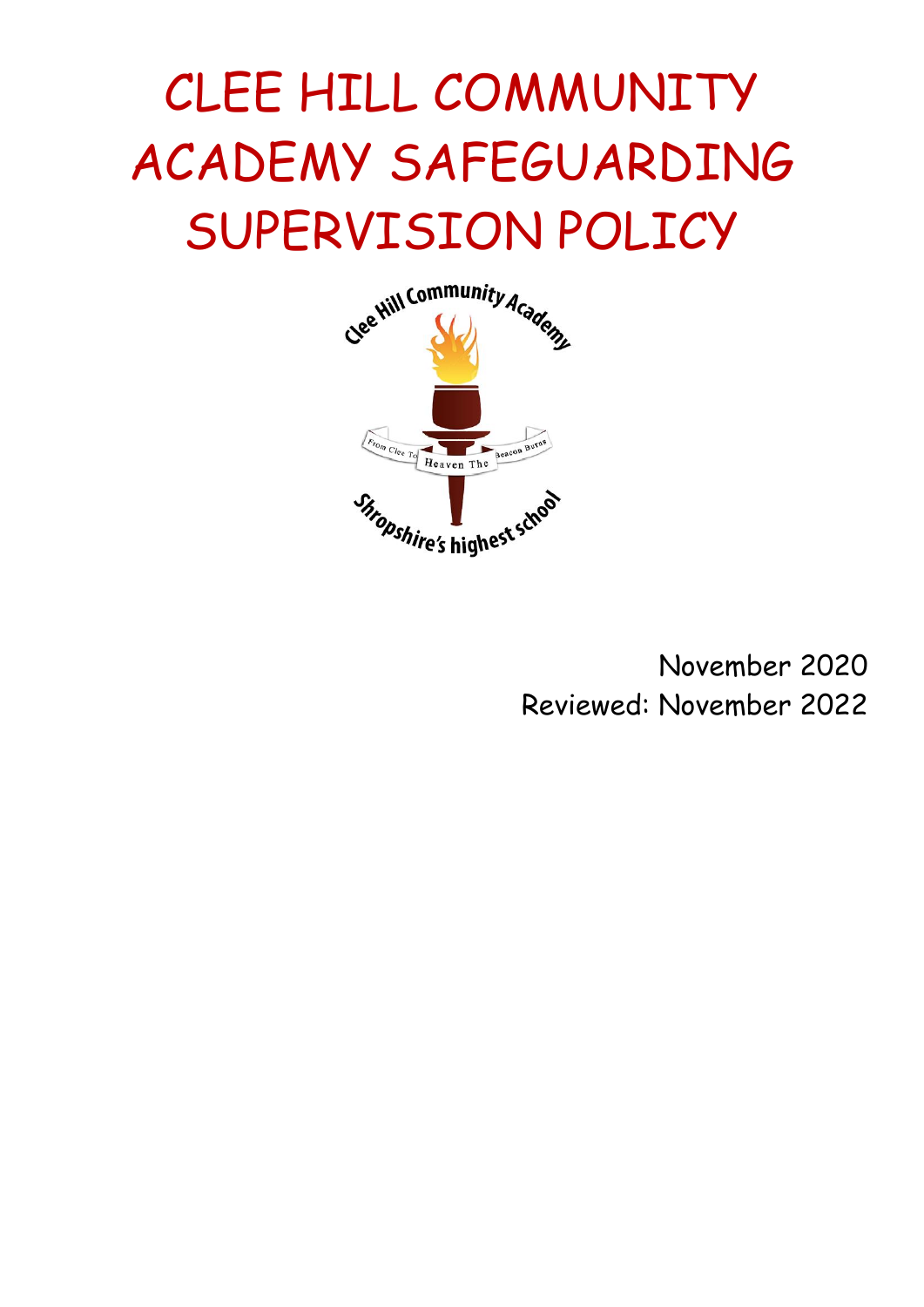# CLEE HILL COMMUNITY ACADEMY SAFEGUARDING SUPERVISION POLICY

November 2020

Reviewed: November 2022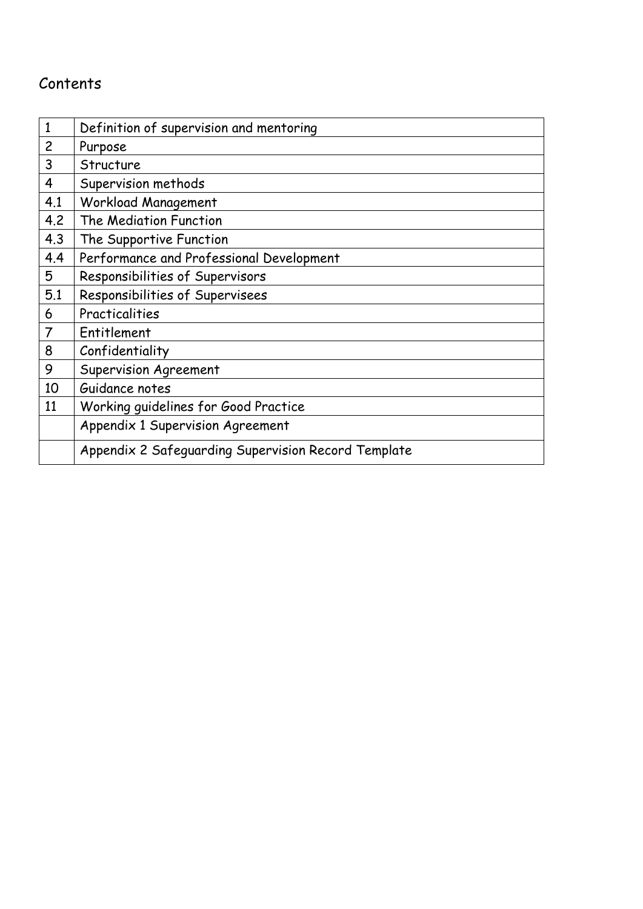# Contents

| | |
|---|---|
| 1 | Definition of supervision and mentoring |
| 2 | Purpose |
| 3 | Structure |
| 4 | Supervision methods |
| 4.1 | Workload Management |
| 4.2 | The Mediation Function |
| 4.3 | The Supportive Function |
| 4.4 | Performance and Professional Development |
| 5 | Responsibilities of Supervisors |
| 5.1 | Responsibilities of Supervisees |
| 6 | Practicalities |
| 7 | Entitlement |
| 8 | Confidentiality |
| 9 | Supervision Agreement |
| 10 | Guidance notes |
| 11 | Working guidelines for Good Practice |
| | Appendix 1 Supervision Agreement |
| | Appendix 2 Safeguarding Supervision Record Template |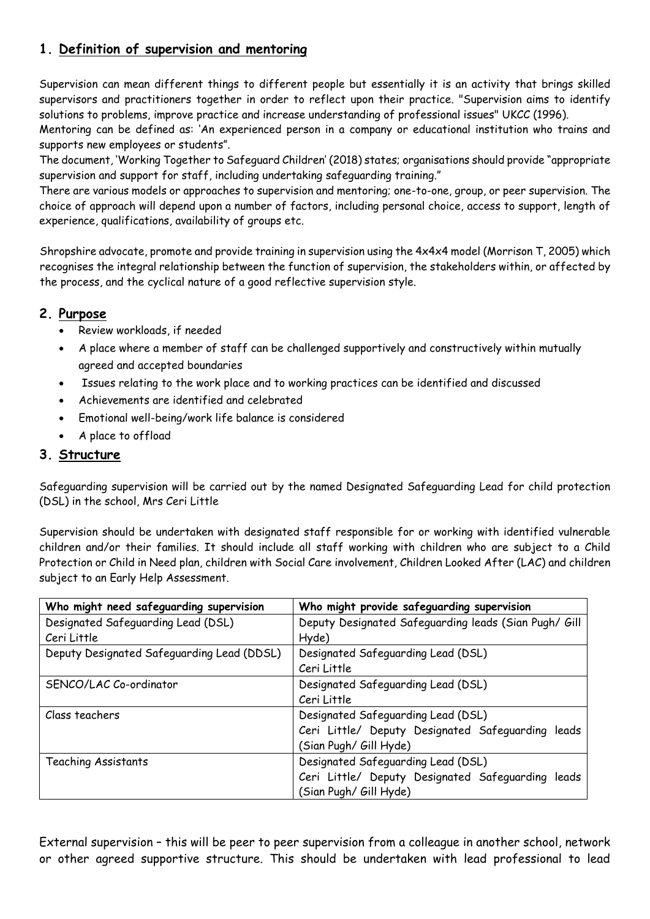## 1. Definition of supervision and mentoring

Supervision can mean different things to different people but essentially it is an activity that brings skilled supervisors and practitioners together in order to reflect upon their practice. "Supervision aims to identify solutions to problems, improve practice and increase understanding of professional issues" UKCC (1996).

Mentoring can be defined as: 'An experienced person in a company or educational institution who trains and supports new employees or students".

The document, 'Working Together to Safeguard Children' (2018) states; organisations should provide "appropriate supervision and support for staff, including undertaking safeguarding training."

There are various models or approaches to supervision and mentoring; one-to-one, group, or peer supervision. The choice of approach will depend upon a number of factors, including personal choice, access to support, length of experience, qualifications, availability of groups etc.

Shropshire advocate, promote and provide training in supervision using the 4x4x4 model (Morrison T, 2005) which recognises the integral relationship between the function of supervision, the stakeholders within, or affected by the process, and the cyclical nature of a good reflective supervision style.

## 2. Purpose

- Review workloads, if needed
- A place where a member of staff can be challenged supportively and constructively within mutually agreed and accepted boundaries
- Issues relating to the work place and to working practices can be identified and discussed
- Achievements are identified and celebrated
- Emotional well-being/work life balance is considered
- A place to offload

## 3. Structure

Safeguarding supervision will be carried out by the named Designated Safeguarding Lead for child protection (DSL) in the school, Mrs Ceri Little

Supervision should be undertaken with designated staff responsible for or working with identified vulnerable children and/or their families. It should include all staff working with children who are subject to a Child Protection or Child in Need plan, children with Social Care involvement, Children Looked After (LAC) and children subject to an Early Help Assessment.

| Who might need safeguarding supervision | Who might provide safeguarding supervision |
|---|---|
| Designated Safeguarding Lead (DSL) Ceri Little | Deputy Designated Safeguarding leads (Sian Pugh/ Gill Hyde) |
| Deputy Designated Safeguarding Lead (DDSL) | Designated Safeguarding Lead (DSL) Ceri Little |
| SENCO/LAC Co-ordinator | Designated Safeguarding Lead (DSL) Ceri Little |
| Class teachers | Designated Safeguarding Lead (DSL) Ceri Little/ Deputy Designated Safeguarding leads (Sian Pugh/ Gill Hyde) |
| Teaching Assistants | Designated Safeguarding Lead (DSL) Ceri Little/ Deputy Designated Safeguarding leads (Sian Pugh/ Gill Hyde) |

External supervision – this will be peer to peer supervision from a colleague in another school, network or other agreed supportive structure. This should be undertaken with lead professional to lead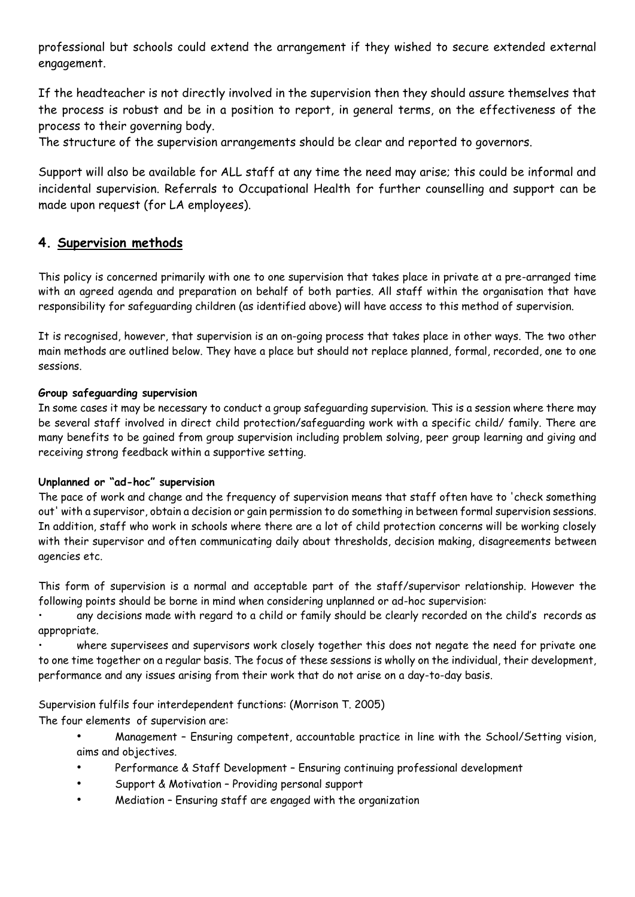professional but schools could extend the arrangement if they wished to secure extended external engagement.

If the headteacher is not directly involved in the supervision then they should assure themselves that the process is robust and be in a position to report, in general terms, on the effectiveness of the process to their governing body.
The structure of the supervision arrangements should be clear and reported to governors.

Support will also be available for ALL staff at any time the need may arise; this could be informal and incidental supervision. Referrals to Occupational Health for further counselling and support can be made upon request (for LA employees).

## 4. Supervision methods

This policy is concerned primarily with one to one supervision that takes place in private at a pre-arranged time with an agreed agenda and preparation on behalf of both parties. All staff within the organisation that have responsibility for safeguarding children (as identified above) will have access to this method of supervision.

It is recognised, however, that supervision is an on-going process that takes place in other ways. The two other main methods are outlined below. They have a place but should not replace planned, formal, recorded, one to one sessions.

**Group safeguarding supervision**
In some cases it may be necessary to conduct a group safeguarding supervision. This is a session where there may be several staff involved in direct child protection/safeguarding work with a specific child/ family. There are many benefits to be gained from group supervision including problem solving, peer group learning and giving and receiving strong feedback within a supportive setting.

**Unplanned or "ad-hoc" supervision**
The pace of work and change and the frequency of supervision means that staff often have to 'check something out' with a supervisor, obtain a decision or gain permission to do something in between formal supervision sessions. In addition, staff who work in schools where there are a lot of child protection concerns will be working closely with their supervisor and often communicating daily about thresholds, decision making, disagreements between agencies etc.

This form of supervision is a normal and acceptable part of the staff/supervisor relationship. However the following points should be borne in mind when considering unplanned or ad-hoc supervision:

- any decisions made with regard to a child or family should be clearly recorded on the child's records as appropriate.
- where supervisees and supervisors work closely together this does not negate the need for private one to one time together on a regular basis. The focus of these sessions is wholly on the individual, their development, performance and any issues arising from their work that do not arise on a day-to-day basis.

Supervision fulfils four interdependent functions: (Morrison T. 2005)
The four elements of supervision are:

- Management – Ensuring competent, accountable practice in line with the School/Setting vision, aims and objectives.
- Performance & Staff Development – Ensuring continuing professional development
- Support & Motivation – Providing personal support
- Mediation – Ensuring staff are engaged with the organization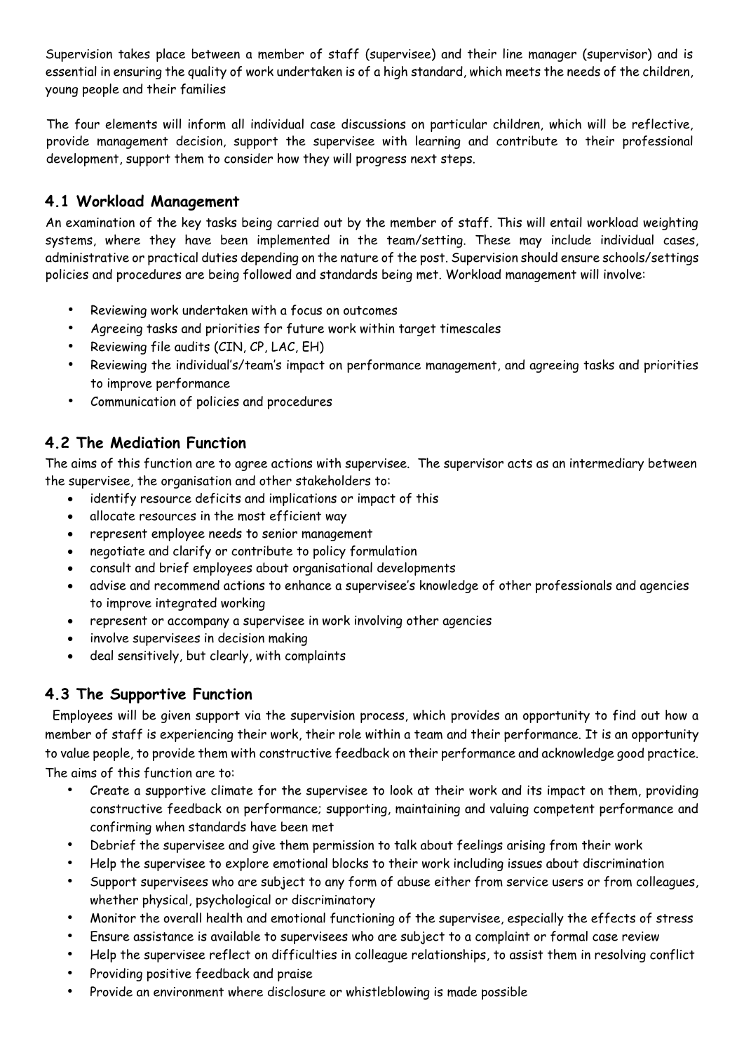Supervision takes place between a member of staff (supervisee) and their line manager (supervisor) and is essential in ensuring the quality of work undertaken is of a high standard, which meets the needs of the children, young people and their families

The four elements will inform all individual case discussions on particular children, which will be reflective, provide management decision, support the supervisee with learning and contribute to their professional development, support them to consider how they will progress next steps.

### 4.1 Workload Management

An examination of the key tasks being carried out by the member of staff. This will entail workload weighting systems, where they have been implemented in the team/setting. These may include individual cases, administrative or practical duties depending on the nature of the post. Supervision should ensure schools/settings policies and procedures are being followed and standards being met. Workload management will involve:

- Reviewing work undertaken with a focus on outcomes
- Agreeing tasks and priorities for future work within target timescales
- Reviewing file audits (CIN, CP, LAC, EH)
- Reviewing the individual's/team's impact on performance management, and agreeing tasks and priorities to improve performance
- Communication of policies and procedures

### 4.2 The Mediation Function

The aims of this function are to agree actions with supervisee. The supervisor acts as an intermediary between the supervisee, the organisation and other stakeholders to:

- identify resource deficits and implications or impact of this
- allocate resources in the most efficient way
- represent employee needs to senior management
- negotiate and clarify or contribute to policy formulation
- consult and brief employees about organisational developments
- advise and recommend actions to enhance a supervisee's knowledge of other professionals and agencies to improve integrated working
- represent or accompany a supervisee in work involving other agencies
- involve supervisees in decision making
- deal sensitively, but clearly, with complaints

### 4.3 The Supportive Function

Employees will be given support via the supervision process, which provides an opportunity to find out how a member of staff is experiencing their work, their role within a team and their performance. It is an opportunity to value people, to provide them with constructive feedback on their performance and acknowledge good practice. The aims of this function are to:

- Create a supportive climate for the supervisee to look at their work and its impact on them, providing constructive feedback on performance; supporting, maintaining and valuing competent performance and confirming when standards have been met
- Debrief the supervisee and give them permission to talk about feelings arising from their work
- Help the supervisee to explore emotional blocks to their work including issues about discrimination
- Support supervisees who are subject to any form of abuse either from service users or from colleagues, whether physical, psychological or discriminatory
- Monitor the overall health and emotional functioning of the supervisee, especially the effects of stress
- Ensure assistance is available to supervisees who are subject to a complaint or formal case review
- Help the supervisee reflect on difficulties in colleague relationships, to assist them in resolving conflict
- Providing positive feedback and praise
- Provide an environment where disclosure or whistleblowing is made possible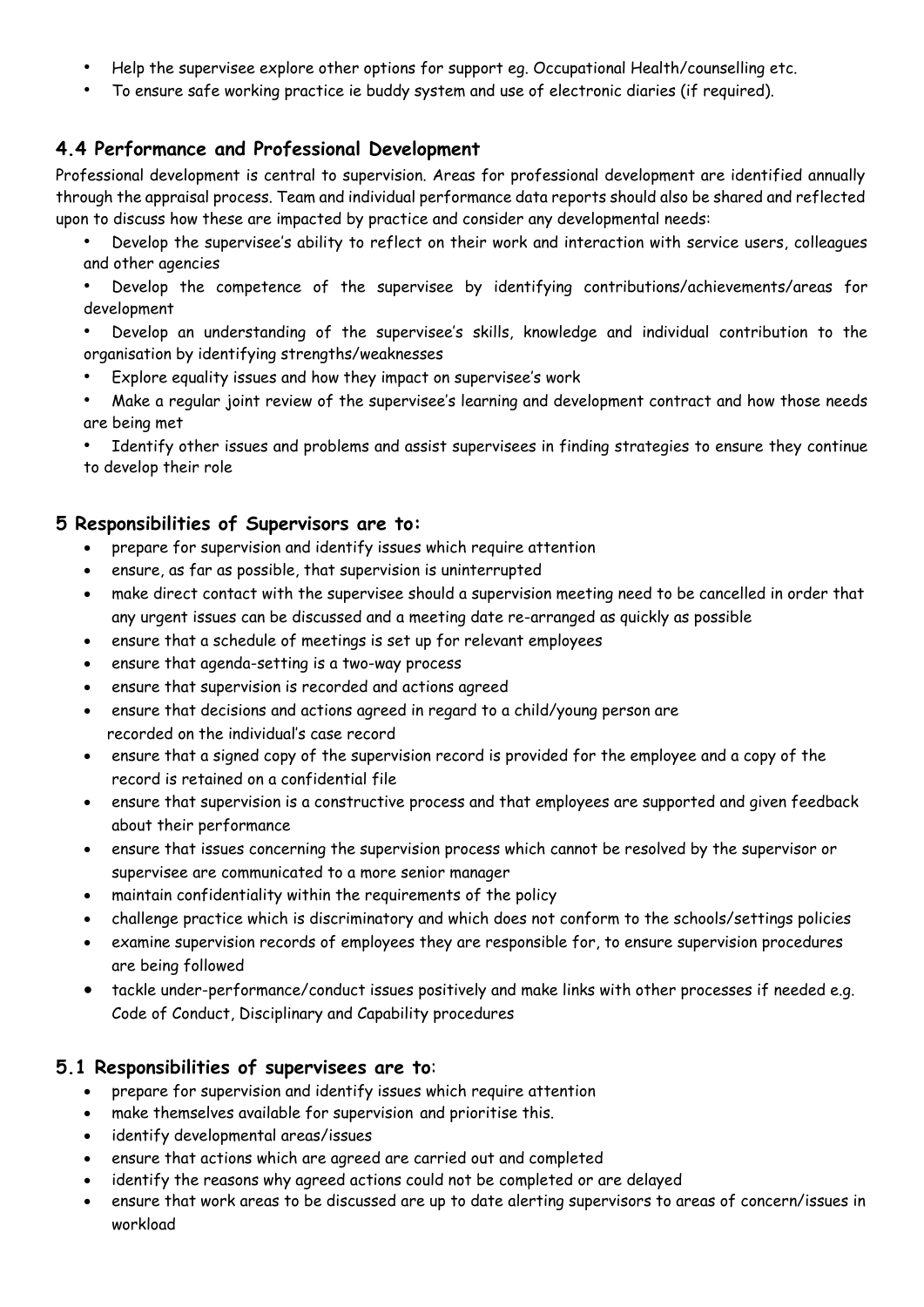- Help the supervisee explore other options for support eg. Occupational Health/counselling etc.
- To ensure safe working practice ie buddy system and use of electronic diaries (if required).

## 4.4 Performance and Professional Development

Professional development is central to supervision. Areas for professional development are identified annually through the appraisal process. Team and individual performance data reports should also be shared and reflected upon to discuss how these are impacted by practice and consider any developmental needs:

- Develop the supervisee's ability to reflect on their work and interaction with service users, colleagues and other agencies
- Develop the competence of the supervisee by identifying contributions/achievements/areas for development
- Develop an understanding of the supervisee's skills, knowledge and individual contribution to the organisation by identifying strengths/weaknesses
- Explore equality issues and how they impact on supervisee's work
- Make a regular joint review of the supervisee's learning and development contract and how those needs are being met
- Identify other issues and problems and assist supervisees in finding strategies to ensure they continue to develop their role

## 5 Responsibilities of Supervisors are to:

- prepare for supervision and identify issues which require attention
- ensure, as far as possible, that supervision is uninterrupted
- make direct contact with the supervisee should a supervision meeting need to be cancelled in order that any urgent issues can be discussed and a meeting date re-arranged as quickly as possible
- ensure that a schedule of meetings is set up for relevant employees
- ensure that agenda-setting is a two-way process
- ensure that supervision is recorded and actions agreed
- ensure that decisions and actions agreed in regard to a child/young person are recorded on the individual's case record
- ensure that a signed copy of the supervision record is provided for the employee and a copy of the record is retained on a confidential file
- ensure that supervision is a constructive process and that employees are supported and given feedback about their performance
- ensure that issues concerning the supervision process which cannot be resolved by the supervisor or supervisee are communicated to a more senior manager
- maintain confidentiality within the requirements of the policy
- challenge practice which is discriminatory and which does not conform to the schools/settings policies
- examine supervision records of employees they are responsible for, to ensure supervision procedures are being followed
- tackle under-performance/conduct issues positively and make links with other processes if needed e.g. Code of Conduct, Disciplinary and Capability procedures

## 5.1 Responsibilities of supervisees are to:

- prepare for supervision and identify issues which require attention
- make themselves available for supervision and prioritise this.
- identify developmental areas/issues
- ensure that actions which are agreed are carried out and completed
- identify the reasons why agreed actions could not be completed or are delayed
- ensure that work areas to be discussed are up to date alerting supervisors to areas of concern/issues in workload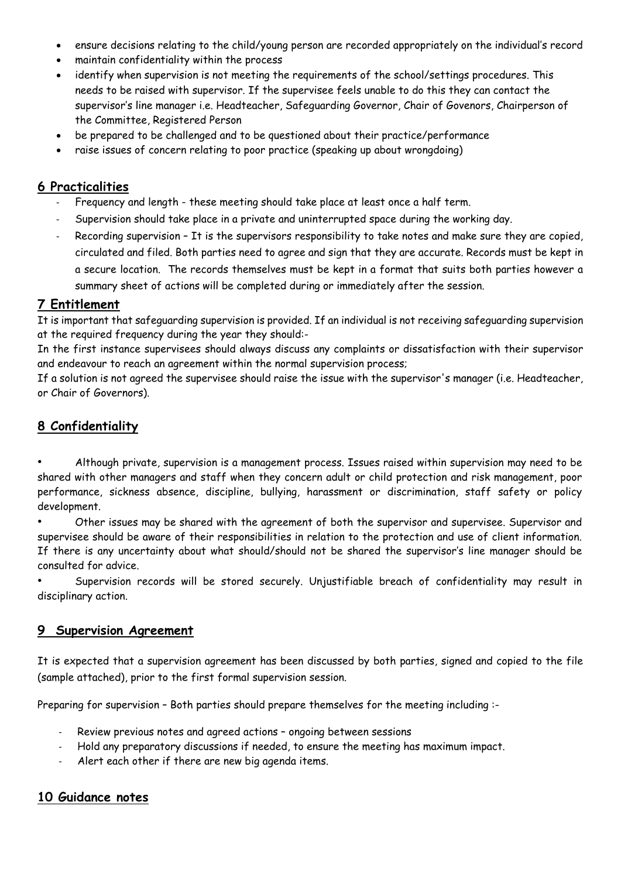- ensure decisions relating to the child/young person are recorded appropriately on the individual's record
- maintain confidentiality within the process
- identify when supervision is not meeting the requirements of the school/settings procedures. This needs to be raised with supervisor. If the supervisee feels unable to do this they can contact the supervisor's line manager i.e. Headteacher, Safeguarding Governor, Chair of Govenors, Chairperson of the Committee, Registered Person
- be prepared to be challenged and to be questioned about their practice/performance
- raise issues of concern relating to poor practice (speaking up about wrongdoing)

## 6 Practicalities

- Frequency and length - these meeting should take place at least once a half term.
- Supervision should take place in a private and uninterrupted space during the working day.
- Recording supervision – It is the supervisors responsibility to take notes and make sure they are copied, circulated and filed. Both parties need to agree and sign that they are accurate. Records must be kept in a secure location. The records themselves must be kept in a format that suits both parties however a summary sheet of actions will be completed during or immediately after the session.

## 7 Entitlement

It is important that safeguarding supervision is provided. If an individual is not receiving safeguarding supervision at the required frequency during the year they should:-

In the first instance supervisees should always discuss any complaints or dissatisfaction with their supervisor and endeavour to reach an agreement within the normal supervision process;

If a solution is not agreed the supervisee should raise the issue with the supervisor's manager (i.e. Headteacher, or Chair of Governors).

## 8 Confidentiality

- Although private, supervision is a management process. Issues raised within supervision may need to be shared with other managers and staff when they concern adult or child protection and risk management, poor performance, sickness absence, discipline, bullying, harassment or discrimination, staff safety or policy development.
- Other issues may be shared with the agreement of both the supervisor and supervisee. Supervisor and supervisee should be aware of their responsibilities in relation to the protection and use of client information. If there is any uncertainty about what should/should not be shared the supervisor's line manager should be consulted for advice.
- Supervision records will be stored securely. Unjustifiable breach of confidentiality may result in disciplinary action.

## 9 Supervision Agreement

It is expected that a supervision agreement has been discussed by both parties, signed and copied to the file (sample attached), prior to the first formal supervision session.

Preparing for supervision – Both parties should prepare themselves for the meeting including :-

- Review previous notes and agreed actions – ongoing between sessions
- Hold any preparatory discussions if needed, to ensure the meeting has maximum impact.
- Alert each other if there are new big agenda items.

## 10 Guidance notes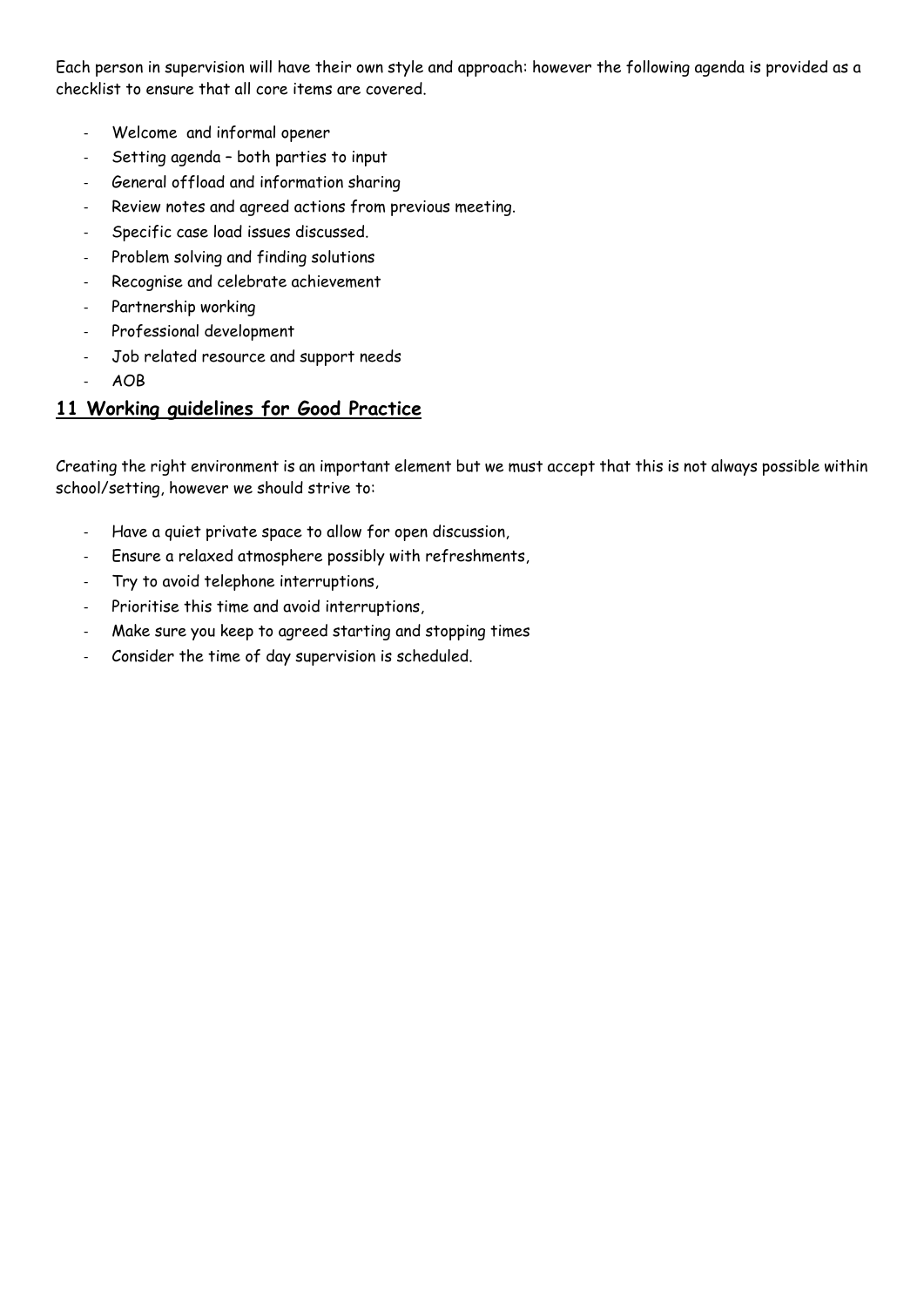Each person in supervision will have their own style and approach: however the following agenda is provided as a checklist to ensure that all core items are covered.

- Welcome and informal opener
- Setting agenda – both parties to input
- General offload and information sharing
- Review notes and agreed actions from previous meeting.
- Specific case load issues discussed.
- Problem solving and finding solutions
- Recognise and celebrate achievement
- Partnership working
- Professional development
- Job related resource and support needs
- AOB

## 11 Working guidelines for Good Practice

Creating the right environment is an important element but we must accept that this is not always possible within school/setting, however we should strive to:

- Have a quiet private space to allow for open discussion,
- Ensure a relaxed atmosphere possibly with refreshments,
- Try to avoid telephone interruptions,
- Prioritise this time and avoid interruptions,
- Make sure you keep to agreed starting and stopping times
- Consider the time of day supervision is scheduled.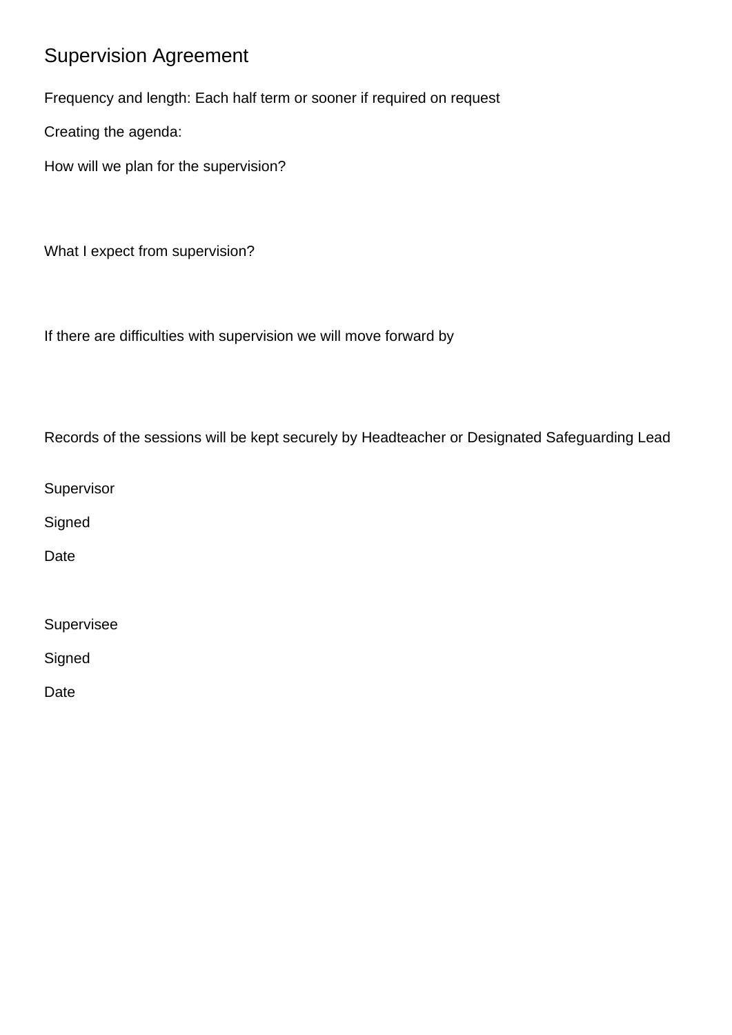# Supervision Agreement

Frequency and length: Each half term or sooner if required on request

Creating the agenda:

How will we plan for the supervision?

What I expect from supervision?

If there are difficulties with supervision we will move forward by

Records of the sessions will be kept securely by Headteacher or Designated Safeguarding Lead

Supervisor

Signed

Date

Supervisee

Signed

Date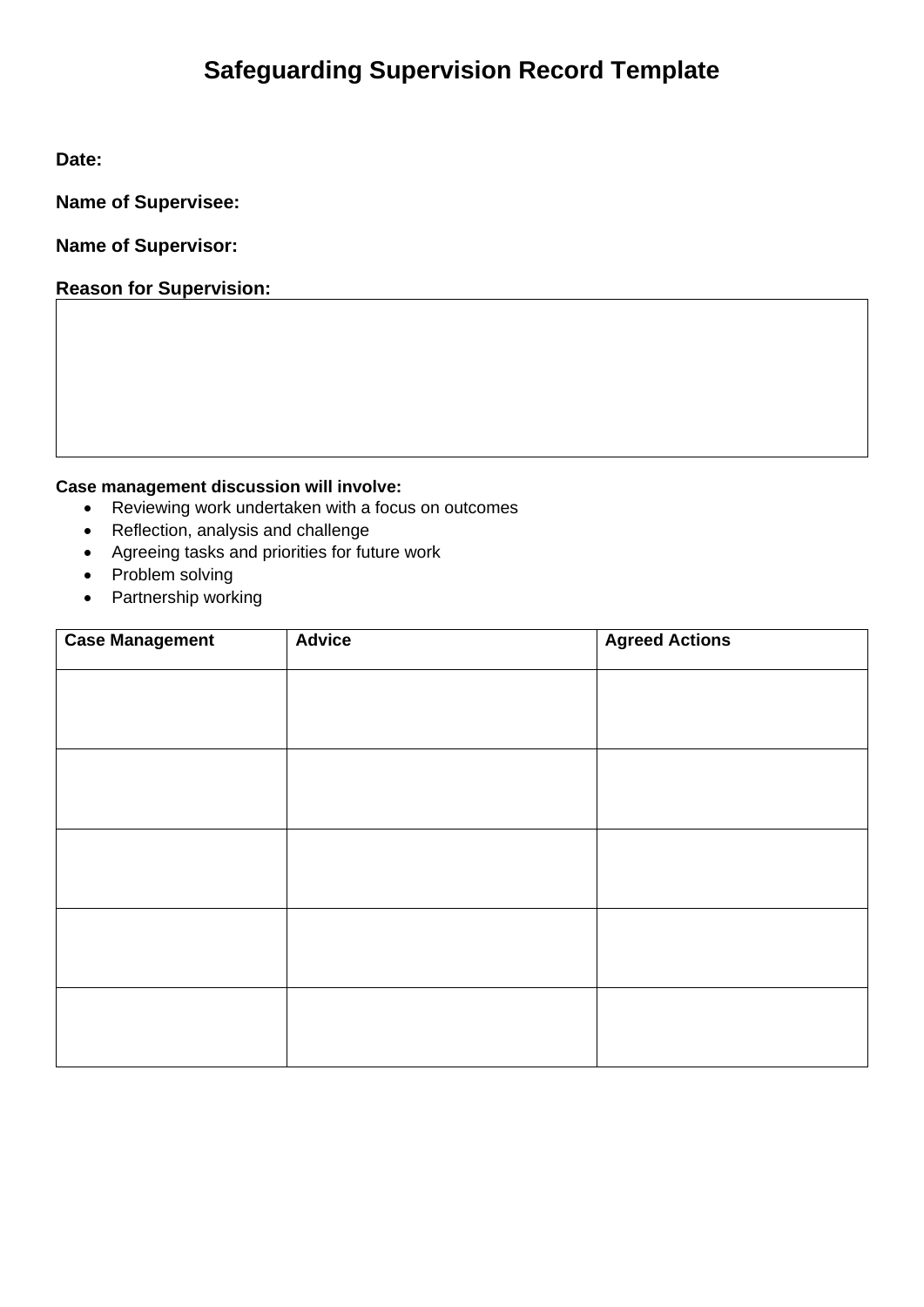# Safeguarding Supervision Record Template

**Date:**

**Name of Supervisee:**

**Name of Supervisor:**

**Reason for Supervision:**

| |
|---|
| |

**Case management discussion will involve:**

- Reviewing work undertaken with a focus on outcomes
- Reflection, analysis and challenge
- Agreeing tasks and priorities for future work
- Problem solving
- Partnership working

| Case Management | Advice | Agreed Actions |
|---|---|---|
| | | |
| | | |
| | | |
| | | |
| | | |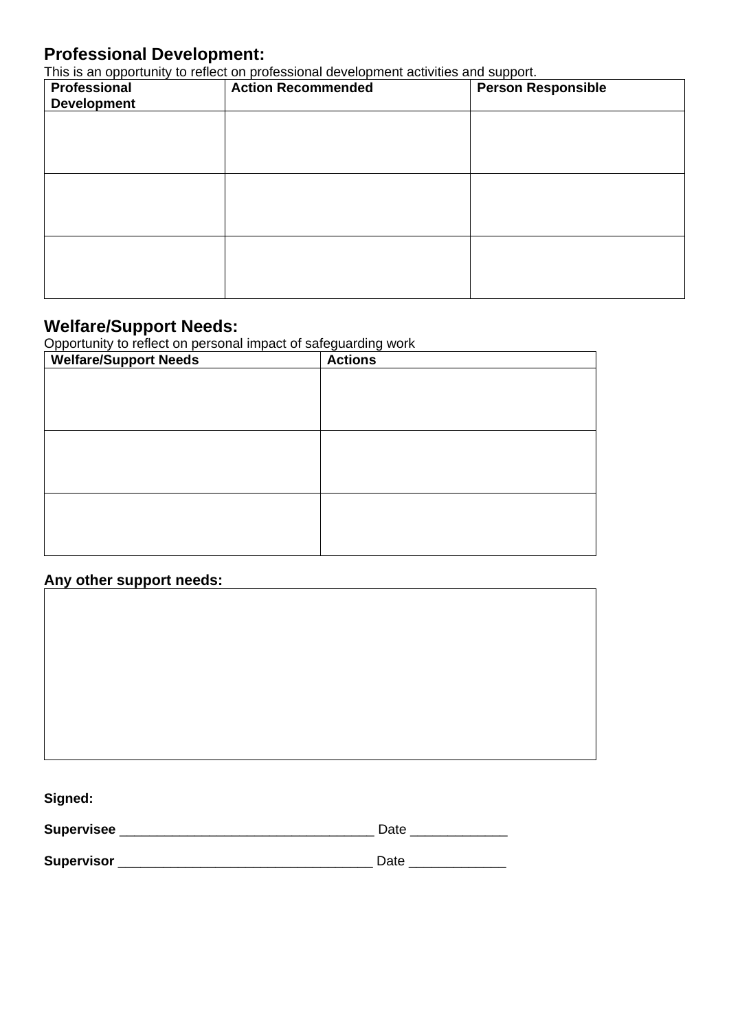## Professional Development:

This is an opportunity to reflect on professional development activities and support.

| Professional Development | Action Recommended | Person Responsible |
|---|---|---|
| | | |
| | | |
| | | |

## Welfare/Support Needs:

Opportunity to reflect on personal impact of safeguarding work

| Welfare/Support Needs | Actions |
|---|---|
| | |
| | |
| | |

**Any other support needs:**

| |
|---|
| |

**Signed:**

**Supervisee** _________________________________ Date ____________

**Supervisor** _________________________________ Date ____________